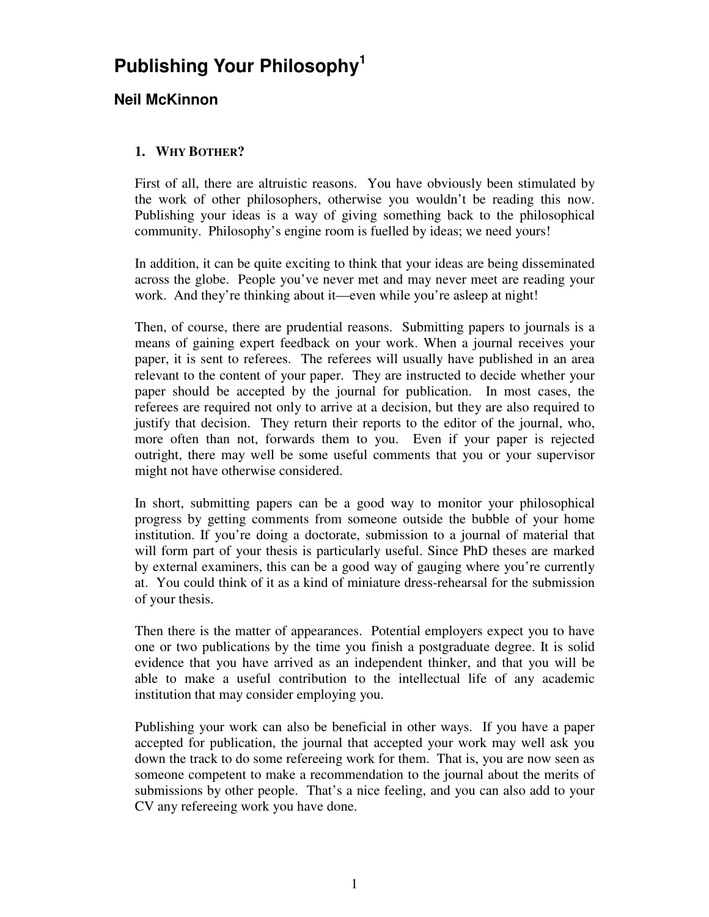# Publishing Your Philosophy[1]

## Neil McKinnon

### 1. WHY BOTHER?

First of all, there are altruistic reasons. You have obviously been stimulated by the work of other philosophers, otherwise you wouldn't be reading this now. Publishing your ideas is a way of giving something back to the philosophical community. Philosophy's engine room is fuelled by ideas; we need yours!

In addition, it can be quite exciting to think that your ideas are being disseminated across the globe. People you've never met and may never meet are reading your work. And they're thinking about it—even while you're asleep at night!

Then, of course, there are prudential reasons. Submitting papers to journals is a means of gaining expert feedback on your work. When a journal receives your paper, it is sent to referees. The referees will usually have published in an area relevant to the content of your paper. They are instructed to decide whether your paper should be accepted by the journal for publication. In most cases, the referees are required not only to arrive at a decision, but they are also required to justify that decision. They return their reports to the editor of the journal, who, more often than not, forwards them to you. Even if your paper is rejected outright, there may well be some useful comments that you or your supervisor might not have otherwise considered.

In short, submitting papers can be a good way to monitor your philosophical progress by getting comments from someone outside the bubble of your home institution. If you're doing a doctorate, submission to a journal of material that will form part of your thesis is particularly useful. Since PhD theses are marked by external examiners, this can be a good way of gauging where you're currently at. You could think of it as a kind of miniature dress-rehearsal for the submission of your thesis.

Then there is the matter of appearances. Potential employers expect you to have one or two publications by the time you finish a postgraduate degree. It is solid evidence that you have arrived as an independent thinker, and that you will be able to make a useful contribution to the intellectual life of any academic institution that may consider employing you.

Publishing your work can also be beneficial in other ways. If you have a paper accepted for publication, the journal that accepted your work may well ask you down the track to do some refereeing work for them. That is, you are now seen as someone competent to make a recommendation to the journal about the merits of submissions by other people. That's a nice feeling, and you can also add to your CV any refereeing work you have done.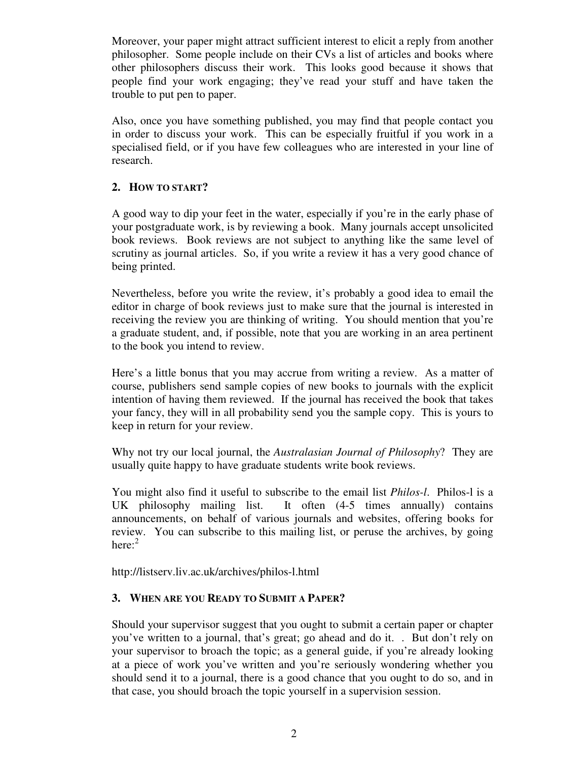Moreover, your paper might attract sufficient interest to elicit a reply from another philosopher. Some people include on their CVs a list of articles and books where other philosophers discuss their work. This looks good because it shows that people find your work engaging; they've read your stuff and have taken the trouble to put pen to paper.

Also, once you have something published, you may find that people contact you in order to discuss your work. This can be especially fruitful if you work in a specialised field, or if you have few colleagues who are interested in your line of research.

## 2. HOW TO START?

A good way to dip your feet in the water, especially if you're in the early phase of your postgraduate work, is by reviewing a book. Many journals accept unsolicited book reviews. Book reviews are not subject to anything like the same level of scrutiny as journal articles. So, if you write a review it has a very good chance of being printed.

Nevertheless, before you write the review, it's probably a good idea to email the editor in charge of book reviews just to make sure that the journal is interested in receiving the review you are thinking of writing. You should mention that you're a graduate student, and, if possible, note that you are working in an area pertinent to the book you intend to review.

Here's a little bonus that you may accrue from writing a review. As a matter of course, publishers send sample copies of new books to journals with the explicit intention of having them reviewed. If the journal has received the book that takes your fancy, they will in all probability send you the sample copy. This is yours to keep in return for your review.

Why not try our local journal, the *Australasian Journal of Philosophy*? They are usually quite happy to have graduate students write book reviews.

You might also find it useful to subscribe to the email list *Philos-l*. Philos-l is a UK philosophy mailing list. It often (4-5 times annually) contains announcements, on behalf of various journals and websites, offering books for review. You can subscribe to this mailing list, or peruse the archives, by going here:[2]

http://listserv.liv.ac.uk/archives/philos-l.html

## 3. WHEN ARE YOU READY TO SUBMIT A PAPER?

Should your supervisor suggest that you ought to submit a certain paper or chapter you've written to a journal, that's great; go ahead and do it. . But don't rely on your supervisor to broach the topic; as a general guide, if you're already looking at a piece of work you've written and you're seriously wondering whether you should send it to a journal, there is a good chance that you ought to do so, and in that case, you should broach the topic yourself in a supervision session.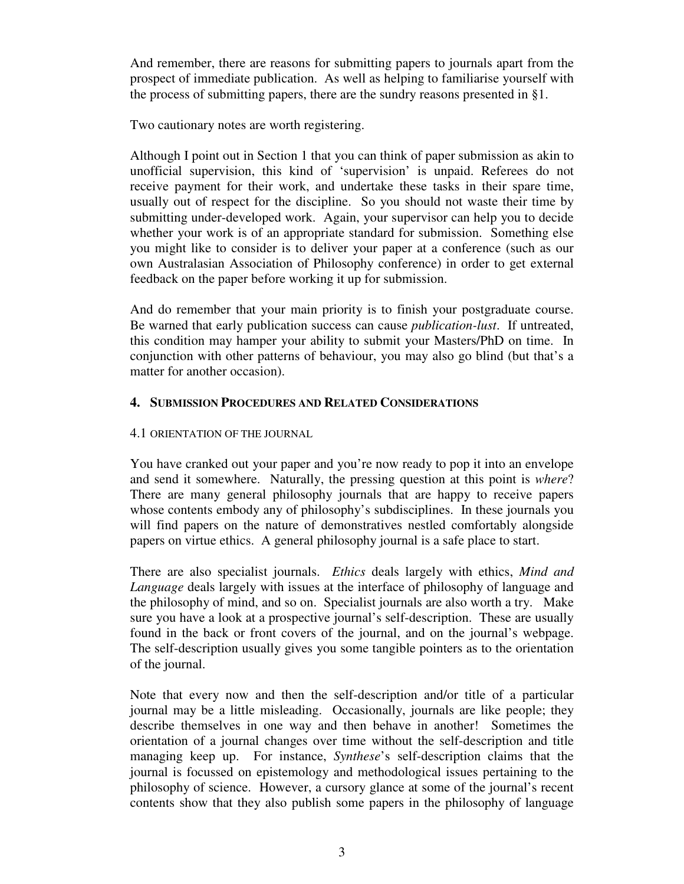And remember, there are reasons for submitting papers to journals apart from the prospect of immediate publication. As well as helping to familiarise yourself with the process of submitting papers, there are the sundry reasons presented in §1.

Two cautionary notes are worth registering.

Although I point out in Section 1 that you can think of paper submission as akin to unofficial supervision, this kind of 'supervision' is unpaid. Referees do not receive payment for their work, and undertake these tasks in their spare time, usually out of respect for the discipline. So you should not waste their time by submitting under-developed work. Again, your supervisor can help you to decide whether your work is of an appropriate standard for submission. Something else you might like to consider is to deliver your paper at a conference (such as our own Australasian Association of Philosophy conference) in order to get external feedback on the paper before working it up for submission.

And do remember that your main priority is to finish your postgraduate course. Be warned that early publication success can cause *publication-lust*. If untreated, this condition may hamper your ability to submit your Masters/PhD on time. In conjunction with other patterns of behaviour, you may also go blind (but that's a matter for another occasion).

## 4. Submission Procedures and Related Considerations

### 4.1 Orientation of the Journal

You have cranked out your paper and you're now ready to pop it into an envelope and send it somewhere. Naturally, the pressing question at this point is *where*? There are many general philosophy journals that are happy to receive papers whose contents embody any of philosophy's subdisciplines. In these journals you will find papers on the nature of demonstratives nestled comfortably alongside papers on virtue ethics. A general philosophy journal is a safe place to start.

There are also specialist journals. *Ethics* deals largely with ethics, *Mind and Language* deals largely with issues at the interface of philosophy of language and the philosophy of mind, and so on. Specialist journals are also worth a try. Make sure you have a look at a prospective journal's self-description. These are usually found in the back or front covers of the journal, and on the journal's webpage. The self-description usually gives you some tangible pointers as to the orientation of the journal.

Note that every now and then the self-description and/or title of a particular journal may be a little misleading. Occasionally, journals are like people; they describe themselves in one way and then behave in another! Sometimes the orientation of a journal changes over time without the self-description and title managing keep up. For instance, *Synthese*'s self-description claims that the journal is focussed on epistemology and methodological issues pertaining to the philosophy of science. However, a cursory glance at some of the journal's recent contents show that they also publish some papers in the philosophy of language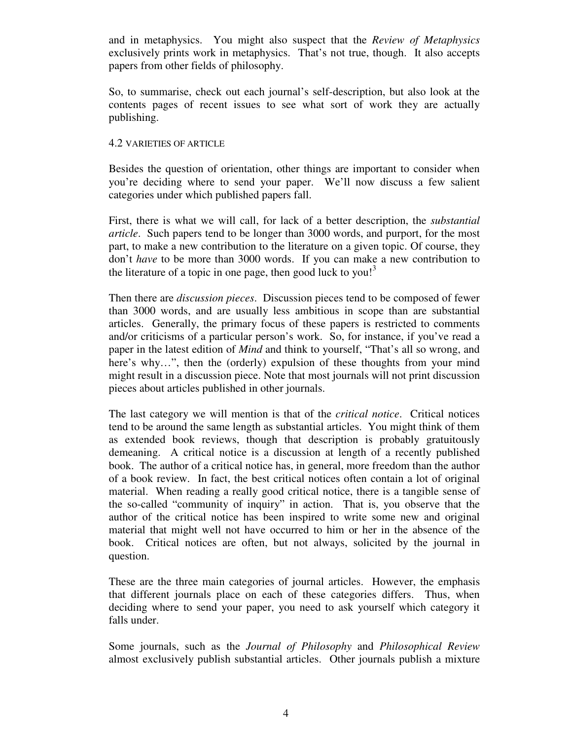and in metaphysics. You might also suspect that the *Review of Metaphysics* exclusively prints work in metaphysics. That's not true, though. It also accepts papers from other fields of philosophy.

So, to summarise, check out each journal's self-description, but also look at the contents pages of recent issues to see what sort of work they are actually publishing.

### 4.2 VARIETIES OF ARTICLE

Besides the question of orientation, other things are important to consider when you're deciding where to send your paper. We'll now discuss a few salient categories under which published papers fall.

First, there is what we will call, for lack of a better description, the *substantial article*. Such papers tend to be longer than 3000 words, and purport, for the most part, to make a new contribution to the literature on a given topic. Of course, they don't *have* to be more than 3000 words. If you can make a new contribution to the literature of a topic in one page, then good luck to you![3]

Then there are *discussion pieces*. Discussion pieces tend to be composed of fewer than 3000 words, and are usually less ambitious in scope than are substantial articles. Generally, the primary focus of these papers is restricted to comments and/or criticisms of a particular person's work. So, for instance, if you've read a paper in the latest edition of *Mind* and think to yourself, "That's all so wrong, and here's why…", then the (orderly) expulsion of these thoughts from your mind might result in a discussion piece. Note that most journals will not print discussion pieces about articles published in other journals.

The last category we will mention is that of the *critical notice*. Critical notices tend to be around the same length as substantial articles. You might think of them as extended book reviews, though that description is probably gratuitously demeaning. A critical notice is a discussion at length of a recently published book. The author of a critical notice has, in general, more freedom than the author of a book review. In fact, the best critical notices often contain a lot of original material. When reading a really good critical notice, there is a tangible sense of the so-called "community of inquiry" in action. That is, you observe that the author of the critical notice has been inspired to write some new and original material that might well not have occurred to him or her in the absence of the book. Critical notices are often, but not always, solicited by the journal in question.

These are the three main categories of journal articles. However, the emphasis that different journals place on each of these categories differs. Thus, when deciding where to send your paper, you need to ask yourself which category it falls under.

Some journals, such as the *Journal of Philosophy* and *Philosophical Review* almost exclusively publish substantial articles. Other journals publish a mixture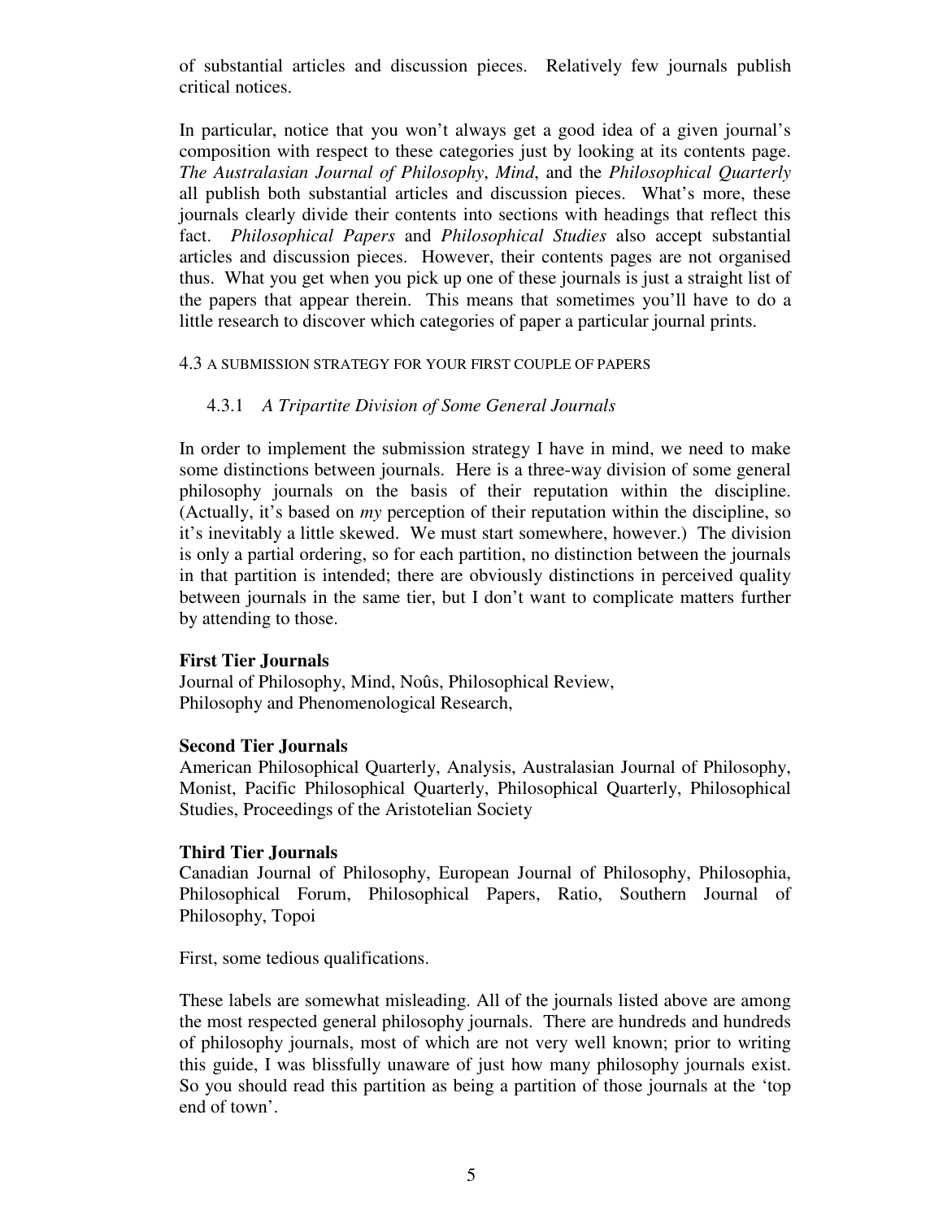of substantial articles and discussion pieces. Relatively few journals publish critical notices.

In particular, notice that you won't always get a good idea of a given journal's composition with respect to these categories just by looking at its contents page. *The Australasian Journal of Philosophy*, *Mind*, and the *Philosophical Quarterly* all publish both substantial articles and discussion pieces. What's more, these journals clearly divide their contents into sections with headings that reflect this fact. *Philosophical Papers* and *Philosophical Studies* also accept substantial articles and discussion pieces. However, their contents pages are not organised thus. What you get when you pick up one of these journals is just a straight list of the papers that appear therein. This means that sometimes you'll have to do a little research to discover which categories of paper a particular journal prints.

## 4.3 A SUBMISSION STRATEGY FOR YOUR FIRST COUPLE OF PAPERS

### 4.3.1 *A Tripartite Division of Some General Journals*

In order to implement the submission strategy I have in mind, we need to make some distinctions between journals. Here is a three-way division of some general philosophy journals on the basis of their reputation within the discipline. (Actually, it's based on *my* perception of their reputation within the discipline, so it's inevitably a little skewed. We must start somewhere, however.) The division is only a partial ordering, so for each partition, no distinction between the journals in that partition is intended; there are obviously distinctions in perceived quality between journals in the same tier, but I don't want to complicate matters further by attending to those.

**First Tier Journals**
Journal of Philosophy, Mind, Noûs, Philosophical Review, Philosophy and Phenomenological Research,

**Second Tier Journals**
American Philosophical Quarterly, Analysis, Australasian Journal of Philosophy, Monist, Pacific Philosophical Quarterly, Philosophical Quarterly, Philosophical Studies, Proceedings of the Aristotelian Society

**Third Tier Journals**
Canadian Journal of Philosophy, European Journal of Philosophy, Philosophia, Philosophical Forum, Philosophical Papers, Ratio, Southern Journal of Philosophy, Topoi

First, some tedious qualifications.

These labels are somewhat misleading. All of the journals listed above are among the most respected general philosophy journals. There are hundreds and hundreds of philosophy journals, most of which are not very well known; prior to writing this guide, I was blissfully unaware of just how many philosophy journals exist. So you should read this partition as being a partition of those journals at the 'top end of town'.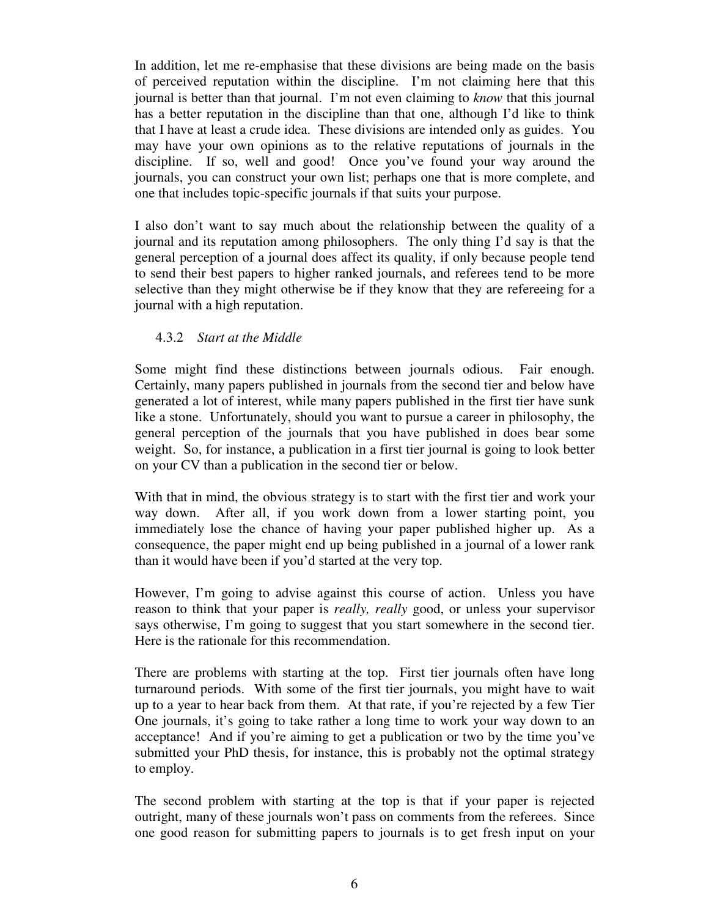In addition, let me re-emphasise that these divisions are being made on the basis of perceived reputation within the discipline. I'm not claiming here that this journal is better than that journal. I'm not even claiming to *know* that this journal has a better reputation in the discipline than that one, although I'd like to think that I have at least a crude idea. These divisions are intended only as guides. You may have your own opinions as to the relative reputations of journals in the discipline. If so, well and good! Once you've found your way around the journals, you can construct your own list; perhaps one that is more complete, and one that includes topic-specific journals if that suits your purpose.

I also don't want to say much about the relationship between the quality of a journal and its reputation among philosophers. The only thing I'd say is that the general perception of a journal does affect its quality, if only because people tend to send their best papers to higher ranked journals, and referees tend to be more selective than they might otherwise be if they know that they are refereeing for a journal with a high reputation.

### 4.3.2 *Start at the Middle*

Some might find these distinctions between journals odious. Fair enough. Certainly, many papers published in journals from the second tier and below have generated a lot of interest, while many papers published in the first tier have sunk like a stone. Unfortunately, should you want to pursue a career in philosophy, the general perception of the journals that you have published in does bear some weight. So, for instance, a publication in a first tier journal is going to look better on your CV than a publication in the second tier or below.

With that in mind, the obvious strategy is to start with the first tier and work your way down. After all, if you work down from a lower starting point, you immediately lose the chance of having your paper published higher up. As a consequence, the paper might end up being published in a journal of a lower rank than it would have been if you'd started at the very top.

However, I'm going to advise against this course of action. Unless you have reason to think that your paper is *really, really* good, or unless your supervisor says otherwise, I'm going to suggest that you start somewhere in the second tier. Here is the rationale for this recommendation.

There are problems with starting at the top. First tier journals often have long turnaround periods. With some of the first tier journals, you might have to wait up to a year to hear back from them. At that rate, if you're rejected by a few Tier One journals, it's going to take rather a long time to work your way down to an acceptance! And if you're aiming to get a publication or two by the time you've submitted your PhD thesis, for instance, this is probably not the optimal strategy to employ.

The second problem with starting at the top is that if your paper is rejected outright, many of these journals won't pass on comments from the referees. Since one good reason for submitting papers to journals is to get fresh input on your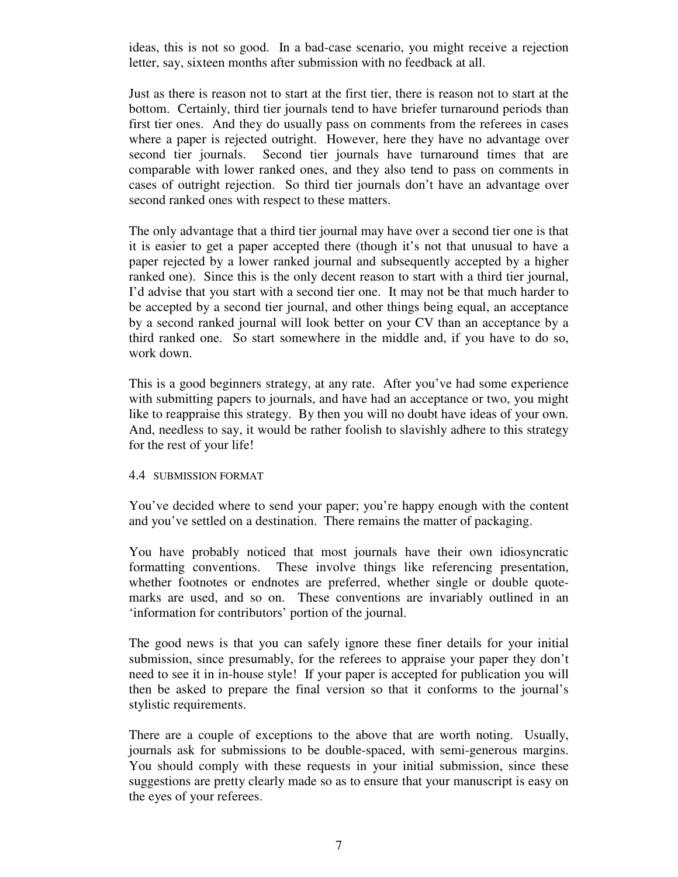ideas, this is not so good. In a bad-case scenario, you might receive a rejection letter, say, sixteen months after submission with no feedback at all.

Just as there is reason not to start at the first tier, there is reason not to start at the bottom. Certainly, third tier journals tend to have briefer turnaround periods than first tier ones. And they do usually pass on comments from the referees in cases where a paper is rejected outright. However, here they have no advantage over second tier journals. Second tier journals have turnaround times that are comparable with lower ranked ones, and they also tend to pass on comments in cases of outright rejection. So third tier journals don't have an advantage over second ranked ones with respect to these matters.

The only advantage that a third tier journal may have over a second tier one is that it is easier to get a paper accepted there (though it's not that unusual to have a paper rejected by a lower ranked journal and subsequently accepted by a higher ranked one). Since this is the only decent reason to start with a third tier journal, I'd advise that you start with a second tier one. It may not be that much harder to be accepted by a second tier journal, and other things being equal, an acceptance by a second ranked journal will look better on your CV than an acceptance by a third ranked one. So start somewhere in the middle and, if you have to do so, work down.

This is a good beginners strategy, at any rate. After you've had some experience with submitting papers to journals, and have had an acceptance or two, you might like to reappraise this strategy. By then you will no doubt have ideas of your own. And, needless to say, it would be rather foolish to slavishly adhere to this strategy for the rest of your life!

### 4.4 SUBMISSION FORMAT

You've decided where to send your paper; you're happy enough with the content and you've settled on a destination. There remains the matter of packaging.

You have probably noticed that most journals have their own idiosyncratic formatting conventions. These involve things like referencing presentation, whether footnotes or endnotes are preferred, whether single or double quote-marks are used, and so on. These conventions are invariably outlined in an 'information for contributors' portion of the journal.

The good news is that you can safely ignore these finer details for your initial submission, since presumably, for the referees to appraise your paper they don't need to see it in in-house style! If your paper is accepted for publication you will then be asked to prepare the final version so that it conforms to the journal's stylistic requirements.

There are a couple of exceptions to the above that are worth noting. Usually, journals ask for submissions to be double-spaced, with semi-generous margins. You should comply with these requests in your initial submission, since these suggestions are pretty clearly made so as to ensure that your manuscript is easy on the eyes of your referees.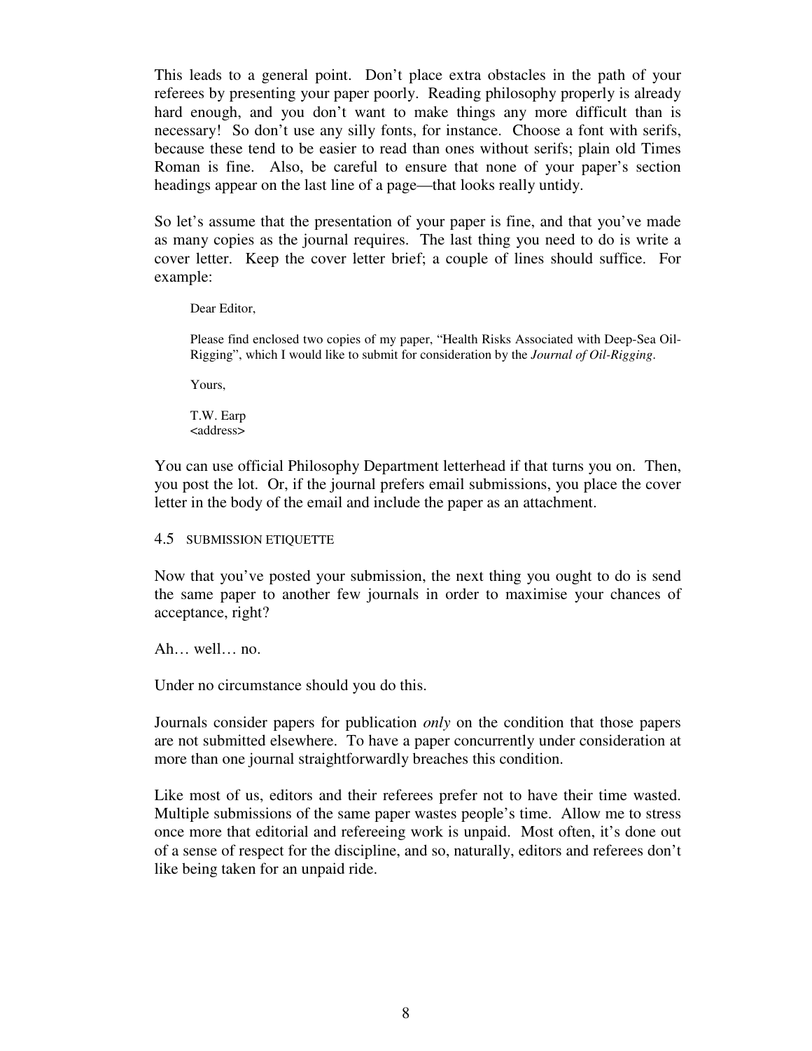This leads to a general point. Don't place extra obstacles in the path of your referees by presenting your paper poorly. Reading philosophy properly is already hard enough, and you don't want to make things any more difficult than is necessary! So don't use any silly fonts, for instance. Choose a font with serifs, because these tend to be easier to read than ones without serifs; plain old Times Roman is fine. Also, be careful to ensure that none of your paper's section headings appear on the last line of a page—that looks really untidy.

So let's assume that the presentation of your paper is fine, and that you've made as many copies as the journal requires. The last thing you need to do is write a cover letter. Keep the cover letter brief; a couple of lines should suffice. For example:

> Dear Editor,
>
> Please find enclosed two copies of my paper, "Health Risks Associated with Deep-Sea Oil-Rigging", which I would like to submit for consideration by the *Journal of Oil-Rigging*.
>
> Yours,
>
> T.W. Earp
> <address>

You can use official Philosophy Department letterhead if that turns you on. Then, you post the lot. Or, if the journal prefers email submissions, you place the cover letter in the body of the email and include the paper as an attachment.

### 4.5 SUBMISSION ETIQUETTE

Now that you've posted your submission, the next thing you ought to do is send the same paper to another few journals in order to maximise your chances of acceptance, right?

Ah… well… no.

Under no circumstance should you do this.

Journals consider papers for publication *only* on the condition that those papers are not submitted elsewhere. To have a paper concurrently under consideration at more than one journal straightforwardly breaches this condition.

Like most of us, editors and their referees prefer not to have their time wasted. Multiple submissions of the same paper wastes people's time. Allow me to stress once more that editorial and refereeing work is unpaid. Most often, it's done out of a sense of respect for the discipline, and so, naturally, editors and referees don't like being taken for an unpaid ride.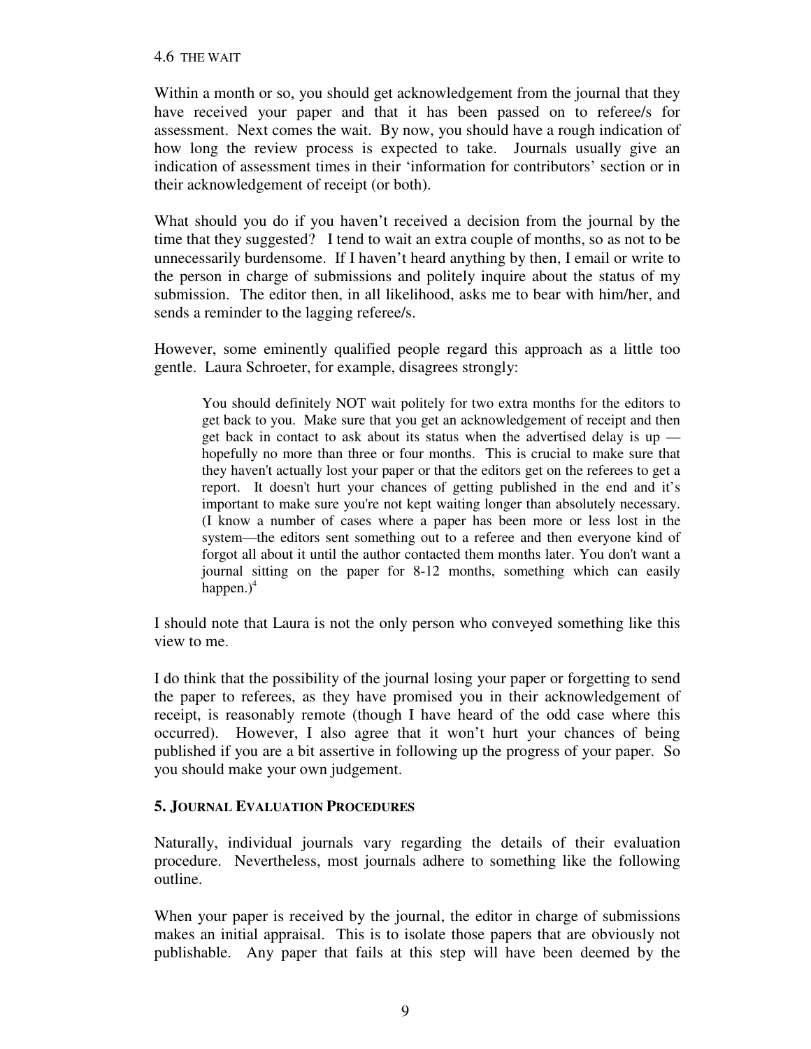### 4.6 THE WAIT

Within a month or so, you should get acknowledgement from the journal that they have received your paper and that it has been passed on to referee/s for assessment. Next comes the wait. By now, you should have a rough indication of how long the review process is expected to take. Journals usually give an indication of assessment times in their 'information for contributors' section or in their acknowledgement of receipt (or both).

What should you do if you haven't received a decision from the journal by the time that they suggested? I tend to wait an extra couple of months, so as not to be unnecessarily burdensome. If I haven't heard anything by then, I email or write to the person in charge of submissions and politely inquire about the status of my submission. The editor then, in all likelihood, asks me to bear with him/her, and sends a reminder to the lagging referee/s.

However, some eminently qualified people regard this approach as a little too gentle. Laura Schroeter, for example, disagrees strongly:

> You should definitely NOT wait politely for two extra months for the editors to get back to you. Make sure that you get an acknowledgement of receipt and then get back in contact to ask about its status when the advertised delay is up — hopefully no more than three or four months. This is crucial to make sure that they haven't actually lost your paper or that the editors get on the referees to get a report. It doesn't hurt your chances of getting published in the end and it's important to make sure you're not kept waiting longer than absolutely necessary. (I know a number of cases where a paper has been more or less lost in the system—the editors sent something out to a referee and then everyone kind of forgot all about it until the author contacted them months later. You don't want a journal sitting on the paper for 8-12 months, something which can easily happen.)[4]

I should note that Laura is not the only person who conveyed something like this view to me.

I do think that the possibility of the journal losing your paper or forgetting to send the paper to referees, as they have promised you in their acknowledgement of receipt, is reasonably remote (though I have heard of the odd case where this occurred). However, I also agree that it won't hurt your chances of being published if you are a bit assertive in following up the progress of your paper. So you should make your own judgement.

## 5. JOURNAL EVALUATION PROCEDURES

Naturally, individual journals vary regarding the details of their evaluation procedure. Nevertheless, most journals adhere to something like the following outline.

When your paper is received by the journal, the editor in charge of submissions makes an initial appraisal. This is to isolate those papers that are obviously not publishable. Any paper that fails at this step will have been deemed by the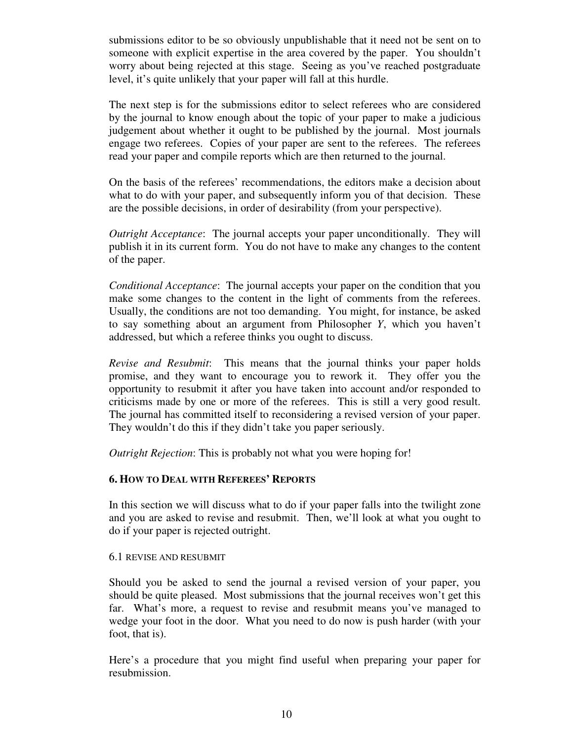submissions editor to be so obviously unpublishable that it need not be sent on to someone with explicit expertise in the area covered by the paper. You shouldn't worry about being rejected at this stage. Seeing as you've reached postgraduate level, it's quite unlikely that your paper will fall at this hurdle.

The next step is for the submissions editor to select referees who are considered by the journal to know enough about the topic of your paper to make a judicious judgement about whether it ought to be published by the journal. Most journals engage two referees. Copies of your paper are sent to the referees. The referees read your paper and compile reports which are then returned to the journal.

On the basis of the referees' recommendations, the editors make a decision about what to do with your paper, and subsequently inform you of that decision. These are the possible decisions, in order of desirability (from your perspective).

*Outright Acceptance*: The journal accepts your paper unconditionally. They will publish it in its current form. You do not have to make any changes to the content of the paper.

*Conditional Acceptance*: The journal accepts your paper on the condition that you make some changes to the content in the light of comments from the referees. Usually, the conditions are not too demanding. You might, for instance, be asked to say something about an argument from Philosopher *Y*, which you haven't addressed, but which a referee thinks you ought to discuss.

*Revise and Resubmit*: This means that the journal thinks your paper holds promise, and they want to encourage you to rework it. They offer you the opportunity to resubmit it after you have taken into account and/or responded to criticisms made by one or more of the referees. This is still a very good result. The journal has committed itself to reconsidering a revised version of your paper. They wouldn't do this if they didn't take you paper seriously.

*Outright Rejection*: This is probably not what you were hoping for!

## 6. How to Deal with Referees' Reports

In this section we will discuss what to do if your paper falls into the twilight zone and you are asked to revise and resubmit. Then, we'll look at what you ought to do if your paper is rejected outright.

### 6.1 Revise and Resubmit

Should you be asked to send the journal a revised version of your paper, you should be quite pleased. Most submissions that the journal receives won't get this far. What's more, a request to revise and resubmit means you've managed to wedge your foot in the door. What you need to do now is push harder (with your foot, that is).

Here's a procedure that you might find useful when preparing your paper for resubmission.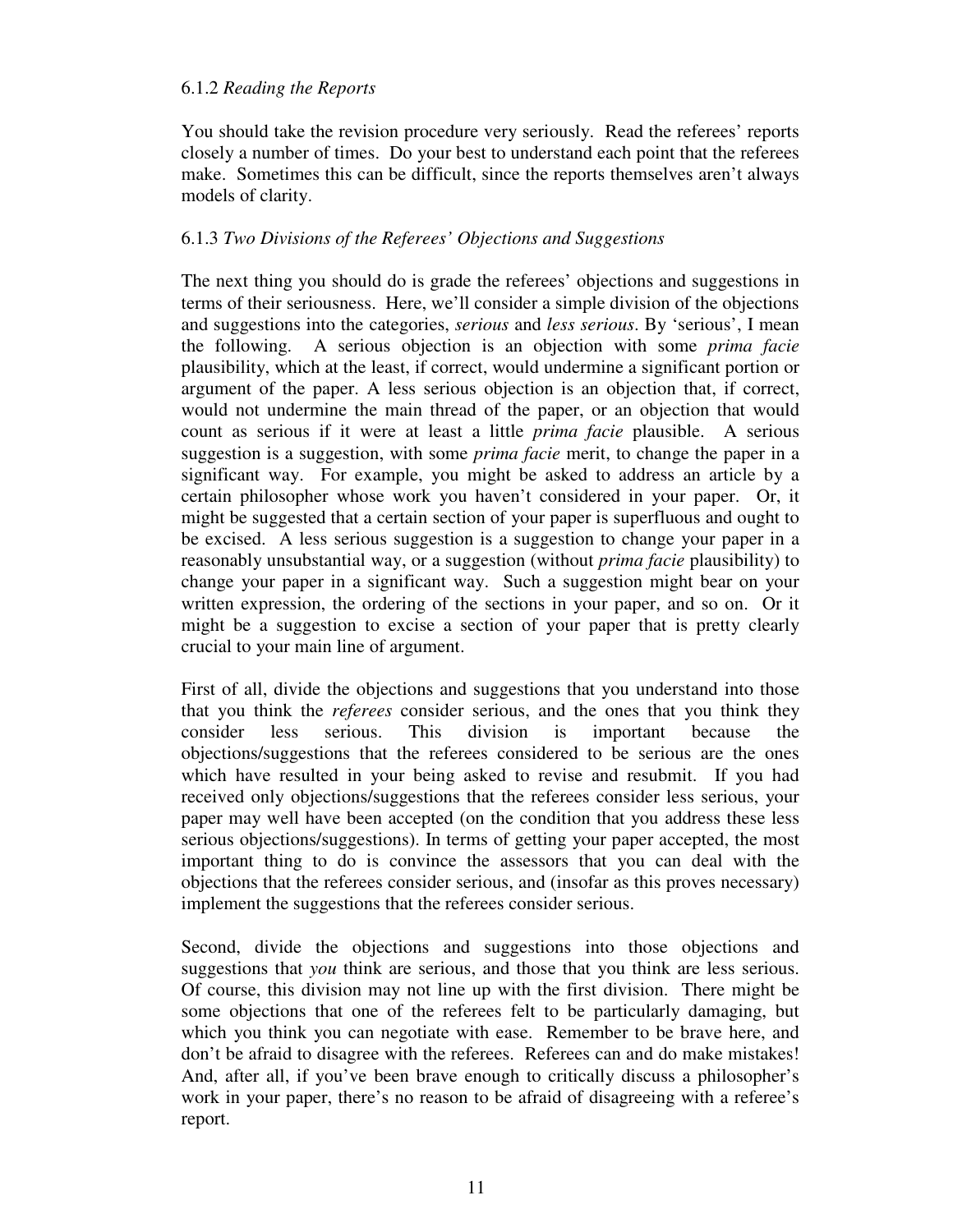### 6.1.2 *Reading the Reports*

You should take the revision procedure very seriously. Read the referees' reports closely a number of times. Do your best to understand each point that the referees make. Sometimes this can be difficult, since the reports themselves aren't always models of clarity.

### 6.1.3 *Two Divisions of the Referees' Objections and Suggestions*

The next thing you should do is grade the referees' objections and suggestions in terms of their seriousness. Here, we'll consider a simple division of the objections and suggestions into the categories, *serious* and *less serious*. By 'serious', I mean the following. A serious objection is an objection with some *prima facie* plausibility, which at the least, if correct, would undermine a significant portion or argument of the paper. A less serious objection is an objection that, if correct, would not undermine the main thread of the paper, or an objection that would count as serious if it were at least a little *prima facie* plausible. A serious suggestion is a suggestion, with some *prima facie* merit, to change the paper in a significant way. For example, you might be asked to address an article by a certain philosopher whose work you haven't considered in your paper. Or, it might be suggested that a certain section of your paper is superfluous and ought to be excised. A less serious suggestion is a suggestion to change your paper in a reasonably unsubstantial way, or a suggestion (without *prima facie* plausibility) to change your paper in a significant way. Such a suggestion might bear on your written expression, the ordering of the sections in your paper, and so on. Or it might be a suggestion to excise a section of your paper that is pretty clearly crucial to your main line of argument.

First of all, divide the objections and suggestions that you understand into those that you think the *referees* consider serious, and the ones that you think they consider less serious. This division is important because the objections/suggestions that the referees considered to be serious are the ones which have resulted in your being asked to revise and resubmit. If you had received only objections/suggestions that the referees consider less serious, your paper may well have been accepted (on the condition that you address these less serious objections/suggestions). In terms of getting your paper accepted, the most important thing to do is convince the assessors that you can deal with the objections that the referees consider serious, and (insofar as this proves necessary) implement the suggestions that the referees consider serious.

Second, divide the objections and suggestions into those objections and suggestions that *you* think are serious, and those that you think are less serious. Of course, this division may not line up with the first division. There might be some objections that one of the referees felt to be particularly damaging, but which you think you can negotiate with ease. Remember to be brave here, and don't be afraid to disagree with the referees. Referees can and do make mistakes! And, after all, if you've been brave enough to critically discuss a philosopher's work in your paper, there's no reason to be afraid of disagreeing with a referee's report.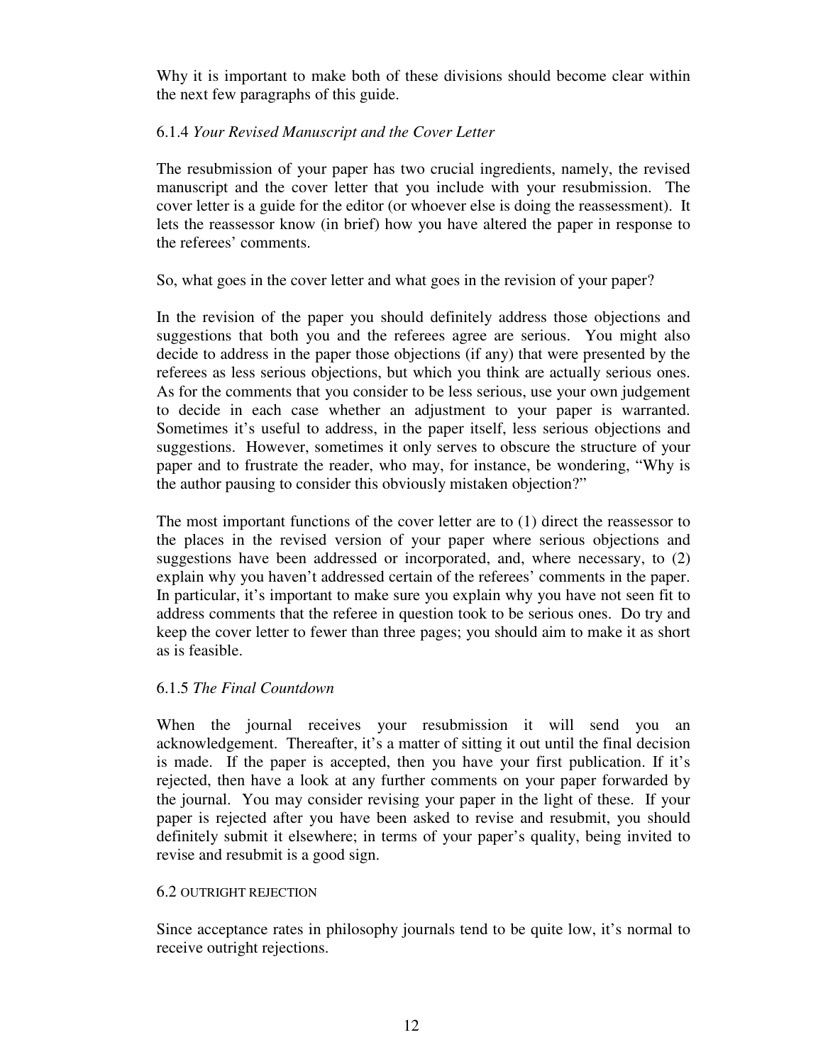Why it is important to make both of these divisions should become clear within the next few paragraphs of this guide.

### 6.1.4 *Your Revised Manuscript and the Cover Letter*

The resubmission of your paper has two crucial ingredients, namely, the revised manuscript and the cover letter that you include with your resubmission. The cover letter is a guide for the editor (or whoever else is doing the reassessment). It lets the reassessor know (in brief) how you have altered the paper in response to the referees' comments.

So, what goes in the cover letter and what goes in the revision of your paper?

In the revision of the paper you should definitely address those objections and suggestions that both you and the referees agree are serious. You might also decide to address in the paper those objections (if any) that were presented by the referees as less serious objections, but which you think are actually serious ones. As for the comments that you consider to be less serious, use your own judgement to decide in each case whether an adjustment to your paper is warranted. Sometimes it's useful to address, in the paper itself, less serious objections and suggestions. However, sometimes it only serves to obscure the structure of your paper and to frustrate the reader, who may, for instance, be wondering, "Why is the author pausing to consider this obviously mistaken objection?"

The most important functions of the cover letter are to (1) direct the reassessor to the places in the revised version of your paper where serious objections and suggestions have been addressed or incorporated, and, where necessary, to (2) explain why you haven't addressed certain of the referees' comments in the paper. In particular, it's important to make sure you explain why you have not seen fit to address comments that the referee in question took to be serious ones. Do try and keep the cover letter to fewer than three pages; you should aim to make it as short as is feasible.

### 6.1.5 *The Final Countdown*

When the journal receives your resubmission it will send you an acknowledgement. Thereafter, it's a matter of sitting it out until the final decision is made. If the paper is accepted, then you have your first publication. If it's rejected, then have a look at any further comments on your paper forwarded by the journal. You may consider revising your paper in the light of these. If your paper is rejected after you have been asked to revise and resubmit, you should definitely submit it elsewhere; in terms of your paper's quality, being invited to revise and resubmit is a good sign.

## 6.2 OUTRIGHT REJECTION

Since acceptance rates in philosophy journals tend to be quite low, it's normal to receive outright rejections.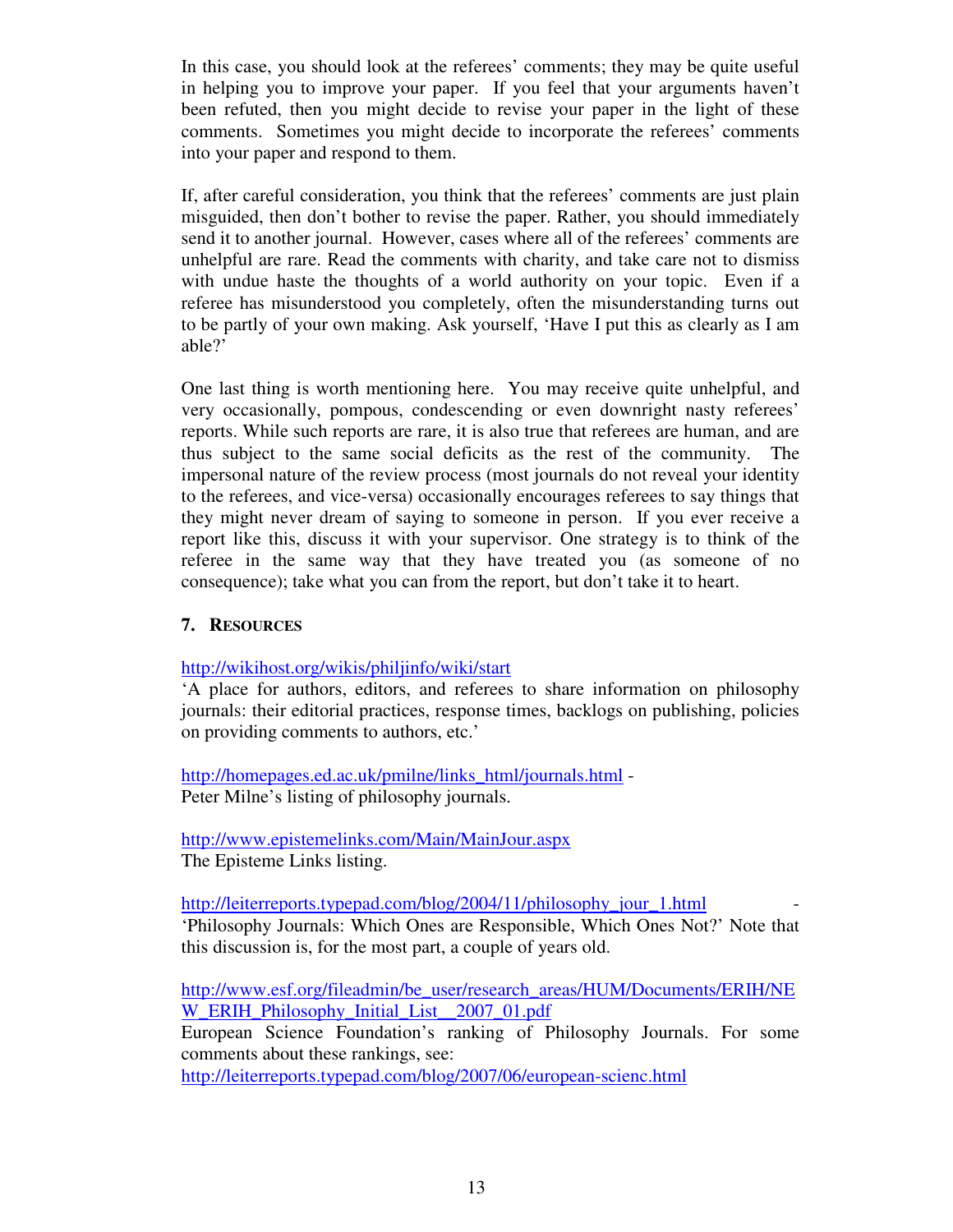In this case, you should look at the referees' comments; they may be quite useful in helping you to improve your paper. If you feel that your arguments haven't been refuted, then you might decide to revise your paper in the light of these comments. Sometimes you might decide to incorporate the referees' comments into your paper and respond to them.

If, after careful consideration, you think that the referees' comments are just plain misguided, then don't bother to revise the paper. Rather, you should immediately send it to another journal. However, cases where all of the referees' comments are unhelpful are rare. Read the comments with charity, and take care not to dismiss with undue haste the thoughts of a world authority on your topic. Even if a referee has misunderstood you completely, often the misunderstanding turns out to be partly of your own making. Ask yourself, 'Have I put this as clearly as I am able?'

One last thing is worth mentioning here. You may receive quite unhelpful, and very occasionally, pompous, condescending or even downright nasty referees' reports. While such reports are rare, it is also true that referees are human, and are thus subject to the same social deficits as the rest of the community. The impersonal nature of the review process (most journals do not reveal your identity to the referees, and vice-versa) occasionally encourages referees to say things that they might never dream of saying to someone in person. If you ever receive a report like this, discuss it with your supervisor. One strategy is to think of the referee in the same way that they have treated you (as someone of no consequence); take what you can from the report, but don't take it to heart.

## 7. Resources

http://wikihost.org/wikis/philjinfo/wiki/start
'A place for authors, editors, and referees to share information on philosophy journals: their editorial practices, response times, backlogs on publishing, policies on providing comments to authors, etc.'

http://homepages.ed.ac.uk/pmilne/links_html/journals.html -
Peter Milne's listing of philosophy journals.

http://www.epistemelinks.com/Main/MainJour.aspx
The Episteme Links listing.

http://leiterreports.typepad.com/blog/2004/11/philosophy_jour_1.html -
'Philosophy Journals: Which Ones are Responsible, Which Ones Not?' Note that this discussion is, for the most part, a couple of years old.

http://www.esf.org/fileadmin/be_user/research_areas/HUM/Documents/ERIH/NEW_ERIH_Philosophy_Initial_List__2007_01.pdf
European Science Foundation's ranking of Philosophy Journals. For some comments about these rankings, see:
http://leiterreports.typepad.com/blog/2007/06/european-scienc.html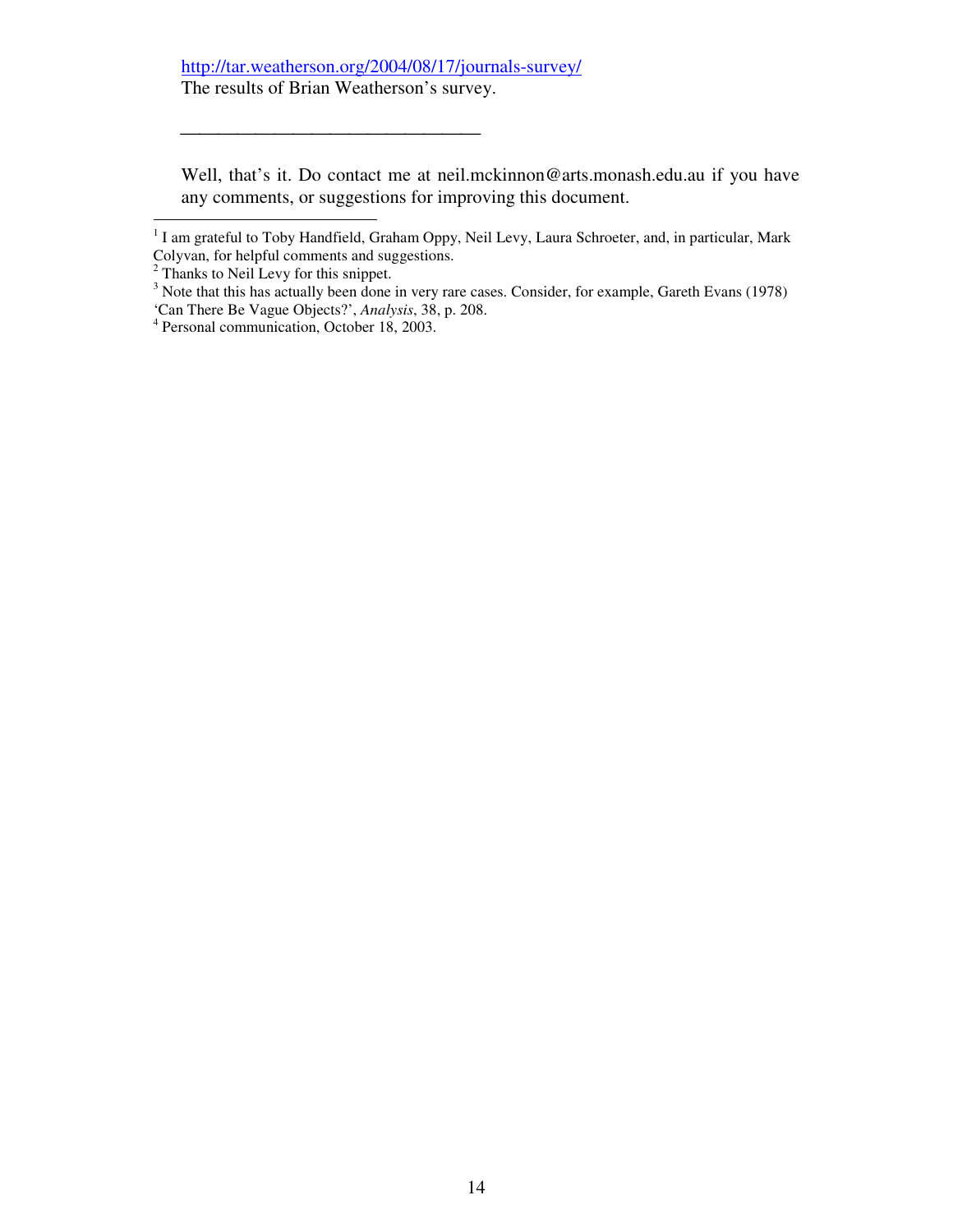http://tar.weatherson.org/2004/08/17/journals-survey/
The results of Brian Weatherson's survey.

______________________________

Well, that's it. Do contact me at neil.mckinnon@arts.monash.edu.au if you have any comments, or suggestions for improving this document.

---

[1] I am grateful to Toby Handfield, Graham Oppy, Neil Levy, Laura Schroeter, and, in particular, Mark Colyvan, for helpful comments and suggestions.

[2] Thanks to Neil Levy for this snippet.

[3] Note that this has actually been done in very rare cases. Consider, for example, Gareth Evans (1978) 'Can There Be Vague Objects?', *Analysis*, 38, p. 208.

[4] Personal communication, October 18, 2003.